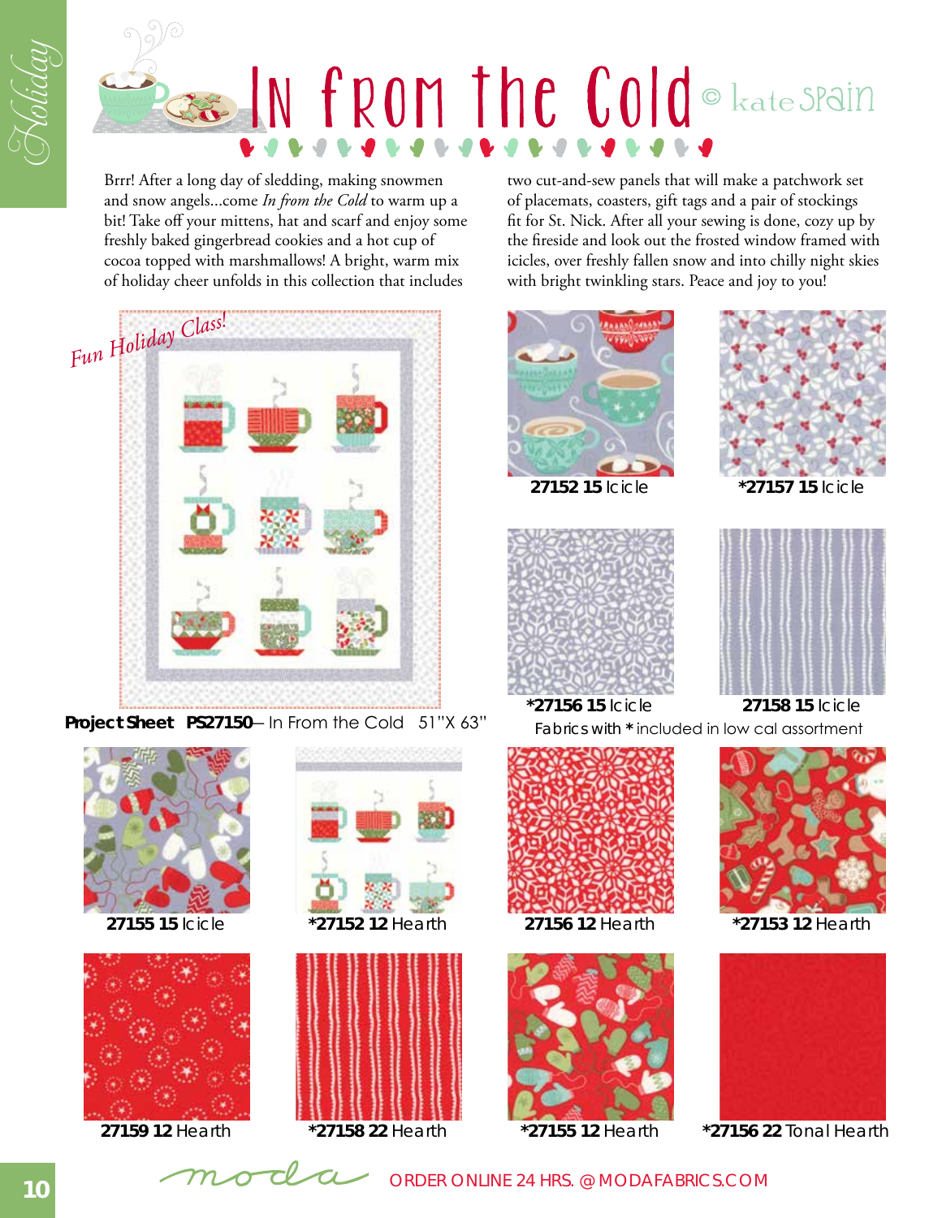Holiday

# In from the Cold © kate spain

Brrr! After a long day of sledding, making snowmen and snow angels...come *In from the Cold* to warm up a bit! Take off your mittens, hat and scarf and enjoy some freshly baked gingerbread cookies and a hot cup of cocoa topped with marshmallows! A bright, warm mix of holiday cheer unfolds in this collection that includes two cut-and-sew panels that will make a patchwork set of placemats, coasters, gift tags and a pair of stockings fit for St. Nick. After all your sewing is done, cozy up by the fireside and look out the frosted window framed with icicles, over freshly fallen snow and into chilly night skies with bright twinkling stars. Peace and joy to you!

*Fun Holiday Class!*

**Project Sheet PS27150**– In From the Cold 51"X 63"

**27152 15** Icicle

***27157 15** Icicle

***27156 15** Icicle

**27158 15** Icicle

Fabrics with * included in low cal assortment

**27155 15** Icicle

***27152 12** Hearth

**27156 12** Hearth

***27153 12** Hearth

**27159 12** Hearth

***27158 22** Hearth

***27155 12** Hearth

***27156 22** Tonal Hearth

moda ORDER ONLINE 24 HRS. @ MODAFABRICS.COM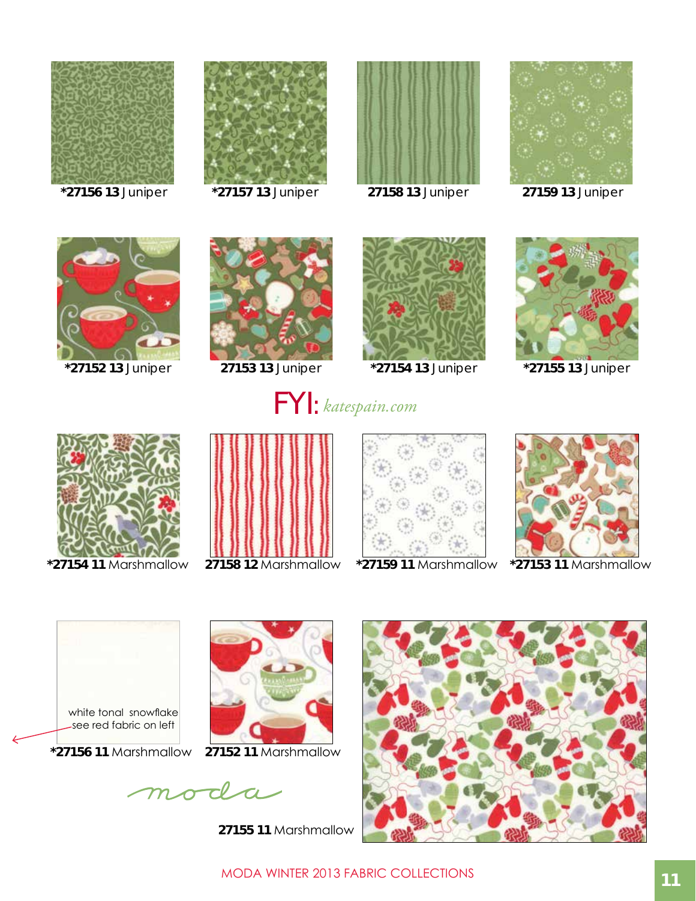**\*27156 13** Juniper

**\*27157 13** Juniper

**27158 13** Juniper

**27159 13** Juniper

**\*27152 13** Juniper

**27153 13** Juniper

**\*27154 13** Juniper

**\*27155 13** Juniper

FYI: *katespain.com*

**\*27154 11** Marshmallow

**27158 12** Marshmallow

**\*27159 11** Marshmallow

**\*27153 11** Marshmallow

white tonal snowflake
see red fabric on left

**\*27156 11** Marshmallow

**27152 11** Marshmallow

moda

**27155 11** Marshmallow

MODA WINTER 2013 FABRIC COLLECTIONS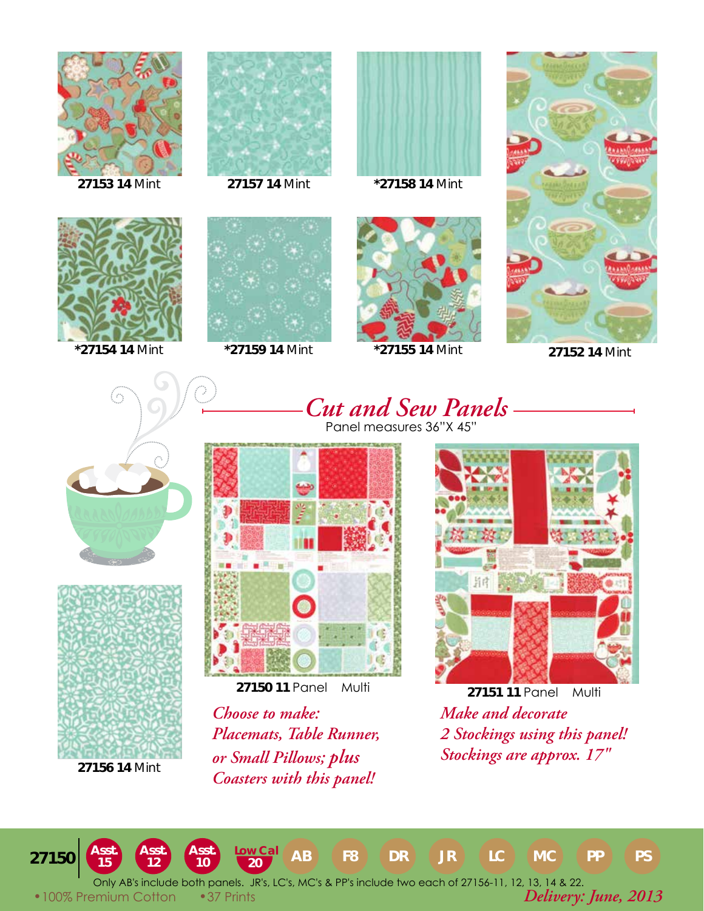**27153 14** Mint

**27157 14** Mint

***27158 14** Mint

**27152 14** Mint

***27154 14** Mint

***27159 14** Mint

***27155 14** Mint

## *Cut and Sew Panels*

Panel measures 36"X 45"

**27156 14** Mint

**27150 11** Panel Multi

*Choose to make: Placemats, Table Runner, or Small Pillows; plus Coasters with this panel!*

**27151 11** Panel Multi

*Make and decorate 2 Stockings using this panel! Stockings are approx. 17"*

**27150** | Asst. 15 | Asst. 12 | Asst. 10 | Low Cal 20 | AB | F8 | DR | JR | LC | MC | PP | PS

Only AB's include both panels. JR's, LC's, MC's & PP's include two each of 27156-11, 12, 13, 14 & 22.

• 100% Premium Cotton • 37 Prints

*Delivery: June, 2013*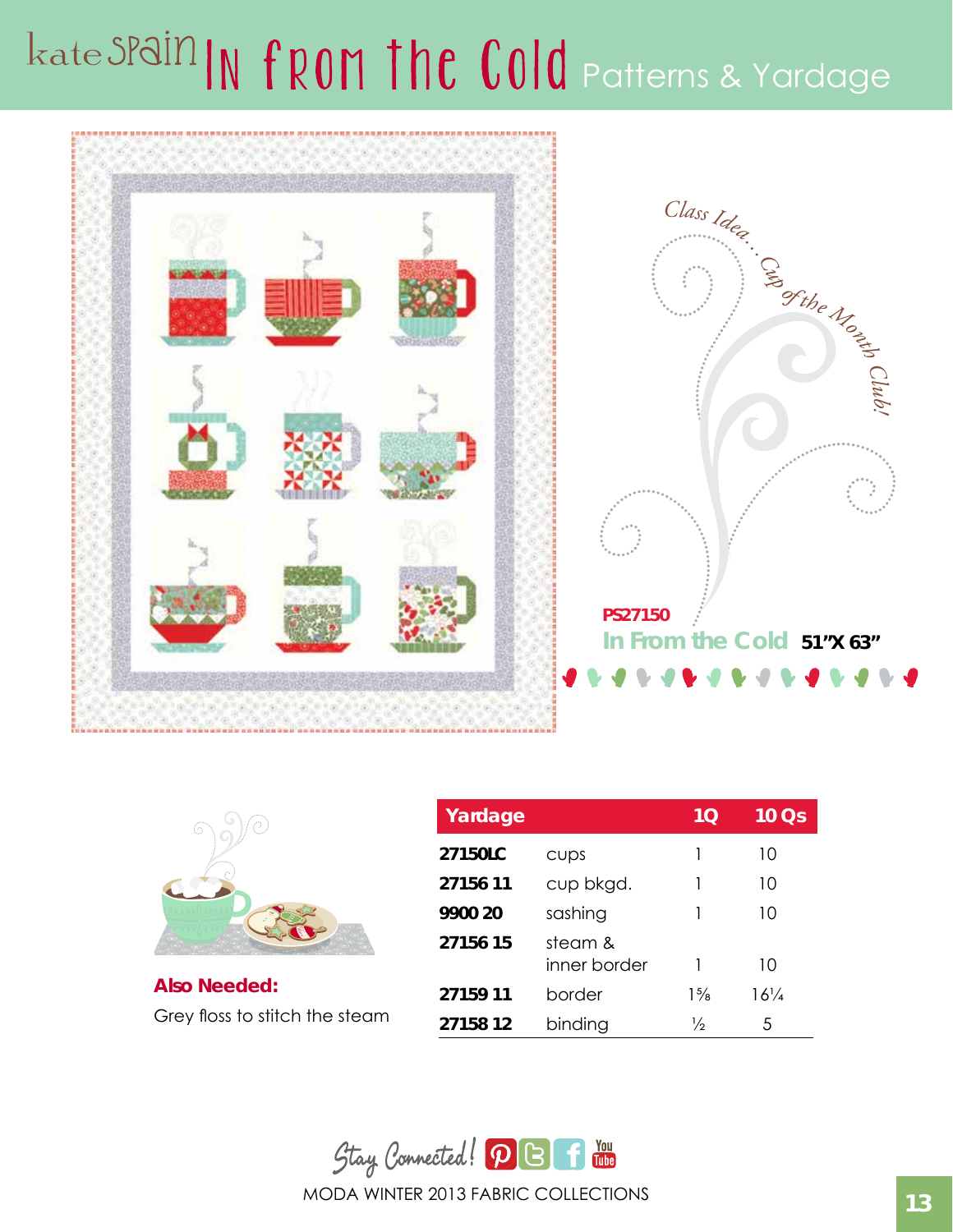# kate spain In from the Cold Patterns & Yardage

*Class Idea... Cup of the Month Club!*

**PS27150**

**In From the Cold** **51"X 63"**

**Also Needed:**

Grey floss to stitch the steam

| Yardage | | 1Q | 10 Qs |
|---|---|---|---|
| **27150LC** | cups | 1 | 10 |
| **27156 11** | cup bkgd. | 1 | 10 |
| **9900 20** | sashing | 1 | 10 |
| **27156 15** | steam & inner border | 1 | 10 |
| **27159 11** | border | 1⅝ | 16¼ |
| **27158 12** | binding | ½ | 5 |

*Stay Connected!*

MODA WINTER 2013 FABRIC COLLECTIONS